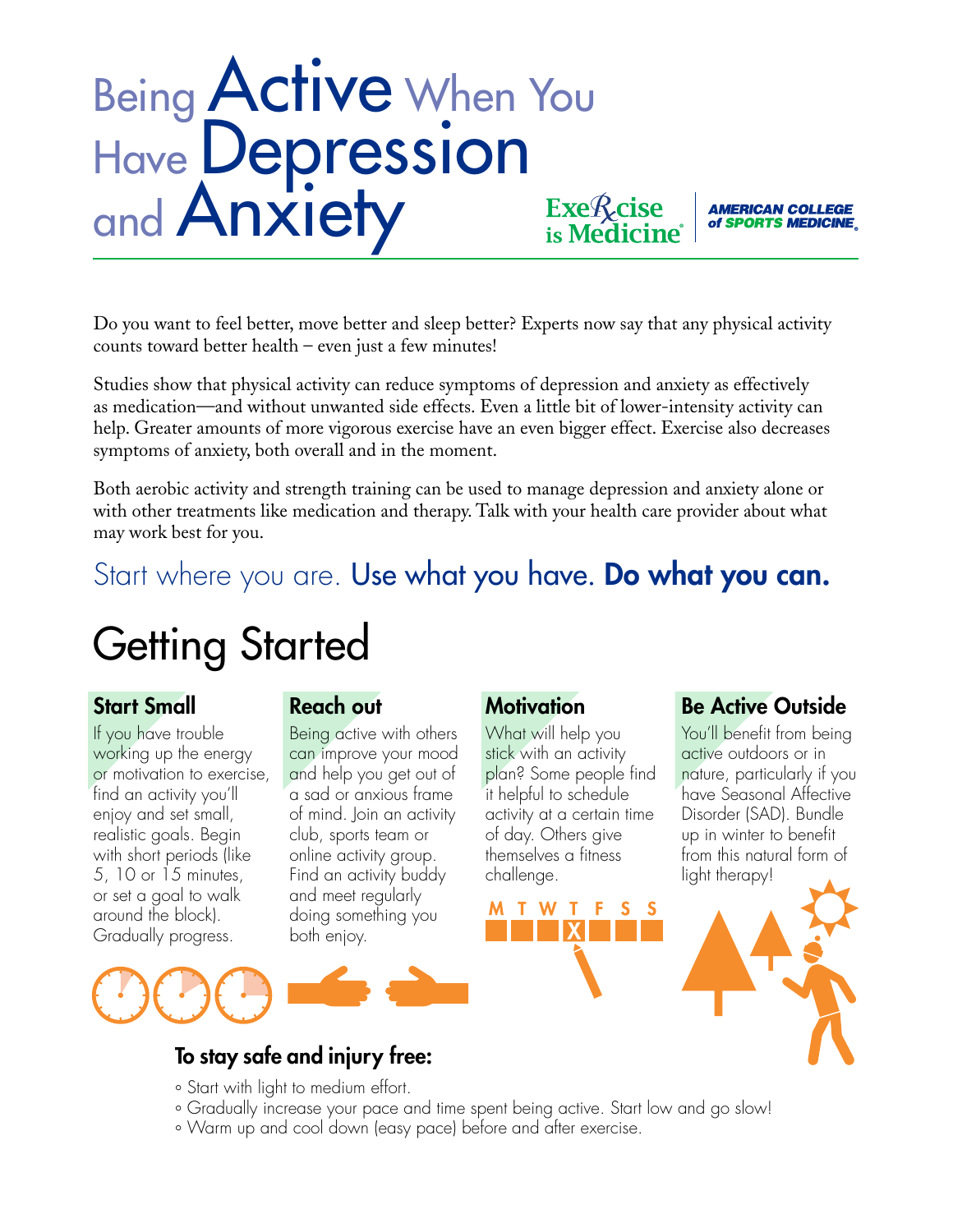# Being Active When You Have Depression and Anxiety

Exercise is Medicine® | AMERICAN COLLEGE of SPORTS MEDICINE®

Do you want to feel better, move better and sleep better? Experts now say that any physical activity counts toward better health – even just a few minutes!

Studies show that physical activity can reduce symptoms of depression and anxiety as effectively as medication—and without unwanted side effects. Even a little bit of lower-intensity activity can help. Greater amounts of more vigorous exercise have an even bigger effect. Exercise also decreases symptoms of anxiety, both overall and in the moment.

Both aerobic activity and strength training can be used to manage depression and anxiety alone or with other treatments like medication and therapy. Talk with your health care provider about what may work best for you.

Start where you are. Use what you have. **Do what you can.**

## Getting Started

### Start Small

If you have trouble working up the energy or motivation to exercise, find an activity you'll enjoy and set small, realistic goals. Begin with short periods (like 5, 10 or 15 minutes, or set a goal to walk around the block). Gradually progress.

### Reach out

Being active with others can improve your mood and help you get out of a sad or anxious frame of mind. Join an activity club, sports team or online activity group. Find an activity buddy and meet regularly doing something you both enjoy.

### Motivation

What will help you stick with an activity plan? Some people find it helpful to schedule activity at a certain time of day. Others give themselves a fitness challenge.

M T W T F S S

### Be Active Outside

You'll benefit from being active outdoors or in nature, particularly if you have Seasonal Affective Disorder (SAD). Bundle up in winter to benefit from this natural form of light therapy!

### To stay safe and injury free:

- Start with light to medium effort.
- Gradually increase your pace and time spent being active. Start low and go slow!
- Warm up and cool down (easy pace) before and after exercise.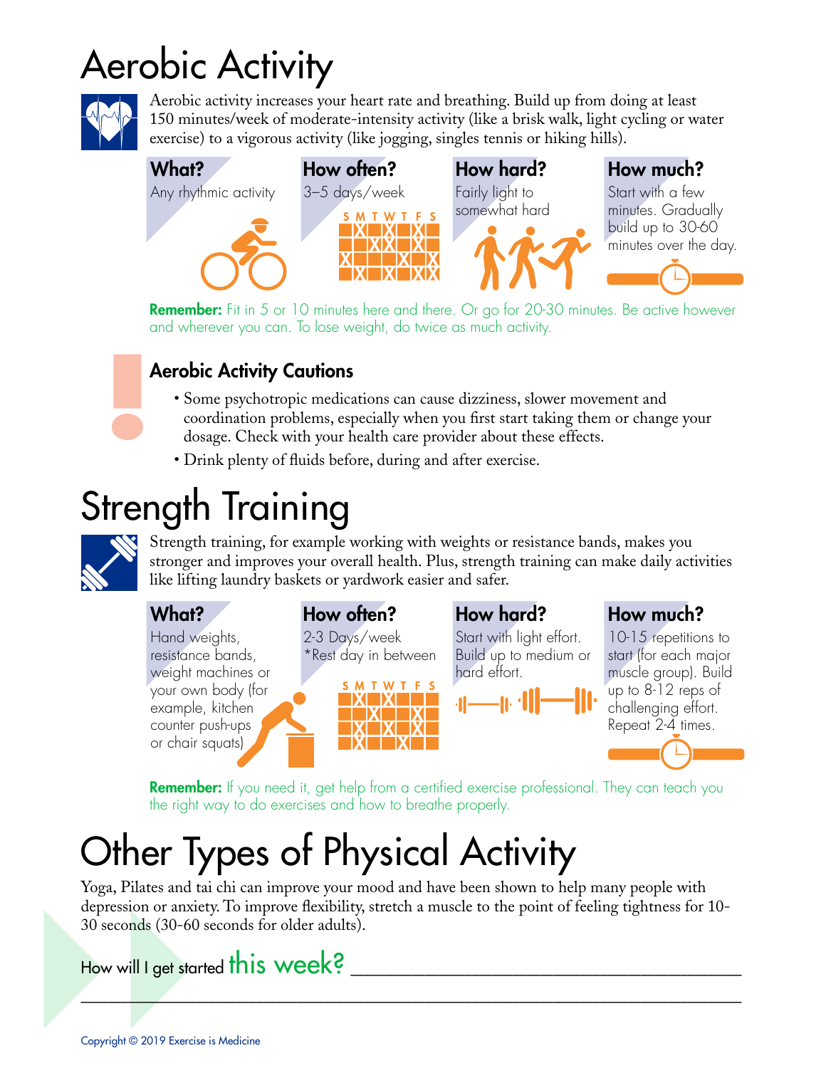# Aerobic Activity

Aerobic activity increases your heart rate and breathing. Build up from doing at least 150 minutes/week of moderate-intensity activity (like a brisk walk, light cycling or water exercise) to a vigorous activity (like jogging, singles tennis or hiking hills).

**What?**
Any rhythmic activity

**How often?**
3–5 days/week

S M T W T F S

**How hard?**
Fairly light to somewhat hard

**How much?**
Start with a few minutes. Gradually build up to 30-60 minutes over the day.

**Remember:** Fit in 5 or 10 minutes here and there. Or go for 20-30 minutes. Be active however and wherever you can. To lose weight, do twice as much activity.

## Aerobic Activity Cautions

- Some psychotropic medications can cause dizziness, slower movement and coordination problems, especially when you first start taking them or change your dosage. Check with your health care provider about these effects.
- Drink plenty of fluids before, during and after exercise.

# Strength Training

Strength training, for example working with weights or resistance bands, makes you stronger and improves your overall health. Plus, strength training can make daily activities like lifting laundry baskets or yardwork easier and safer.

**What?**
Hand weights, resistance bands, weight machines or your own body (for example, kitchen counter push-ups or chair squats)

**How often?**
2-3 Days/week
*Rest day in between

S M T W T F S

**How hard?**
Start with light effort. Build up to medium or hard effort.

**How much?**
10-15 repetitions to start (for each major muscle group). Build up to 8-12 reps of challenging effort. Repeat 2-4 times.

**Remember:** If you need it, get help from a certified exercise professional. They can teach you the right way to do exercises and how to breathe properly.

# Other Types of Physical Activity

Yoga, Pilates and tai chi can improve your mood and have been shown to help many people with depression or anxiety. To improve flexibility, stretch a muscle to the point of feeling tightness for 10-30 seconds (30-60 seconds for older adults).

How will I get started **this week?** ____________________________________________

______________________________________________________________________

Copyright © 2019 Exercise is Medicine